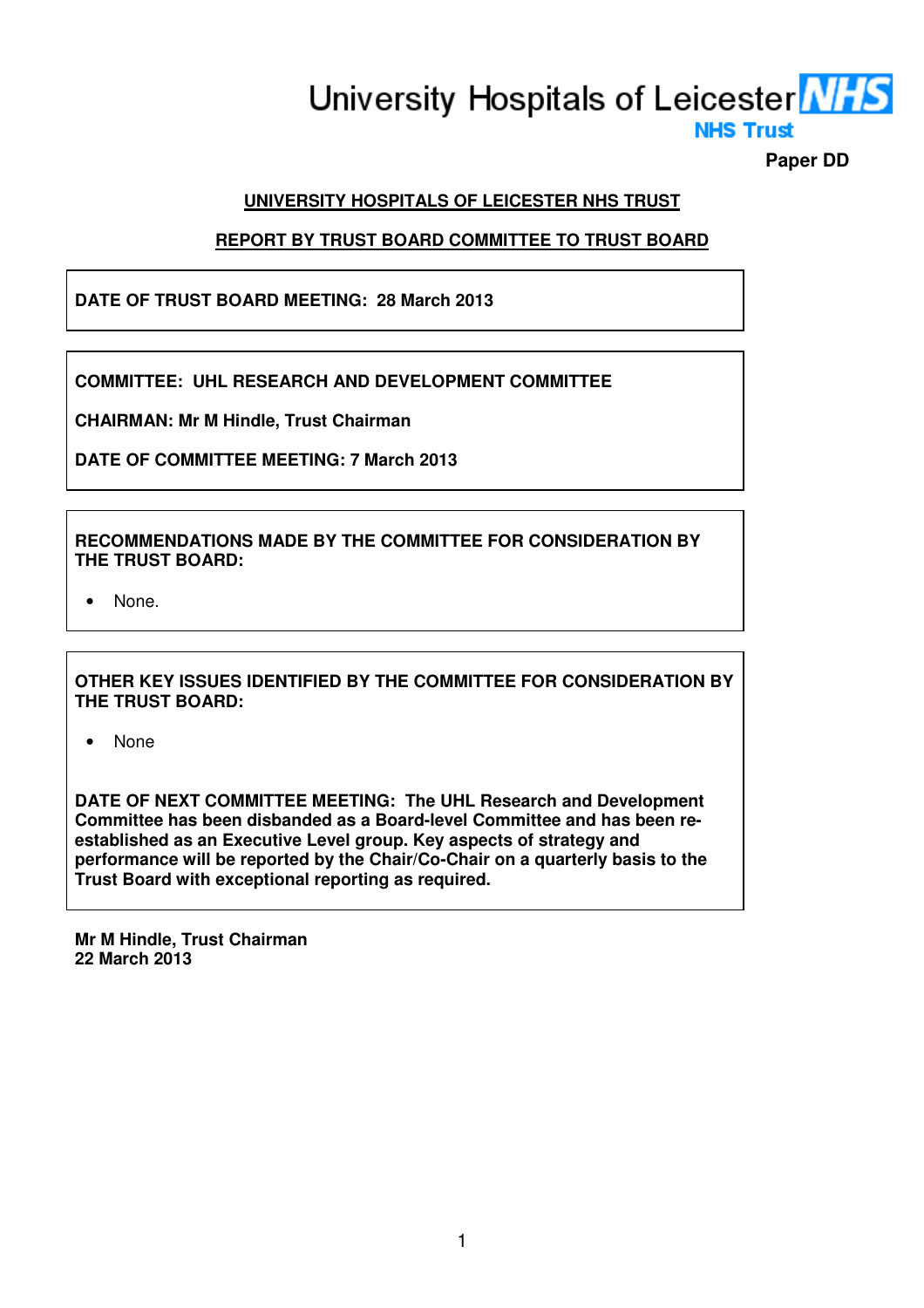University Hospitals of Leicester NHS Trust

**Paper DD**

## UNIVERSITY HOSPITALS OF LEICESTER NHS TRUST

## REPORT BY TRUST BOARD COMMITTEE TO TRUST BOARD

**DATE OF TRUST BOARD MEETING: 28 March 2013**

**COMMITTEE: UHL RESEARCH AND DEVELOPMENT COMMITTEE**

**CHAIRMAN: Mr M Hindle, Trust Chairman**

**DATE OF COMMITTEE MEETING: 7 March 2013**

**RECOMMENDATIONS MADE BY THE COMMITTEE FOR CONSIDERATION BY THE TRUST BOARD:**

- None.

**OTHER KEY ISSUES IDENTIFIED BY THE COMMITTEE FOR CONSIDERATION BY THE TRUST BOARD:**

- None

**DATE OF NEXT COMMITTEE MEETING: The UHL Research and Development Committee has been disbanded as a Board-level Committee and has been re-established as an Executive Level group. Key aspects of strategy and performance will be reported by the Chair/Co-Chair on a quarterly basis to the Trust Board with exceptional reporting as required.**

**Mr M Hindle, Trust Chairman**
**22 March 2013**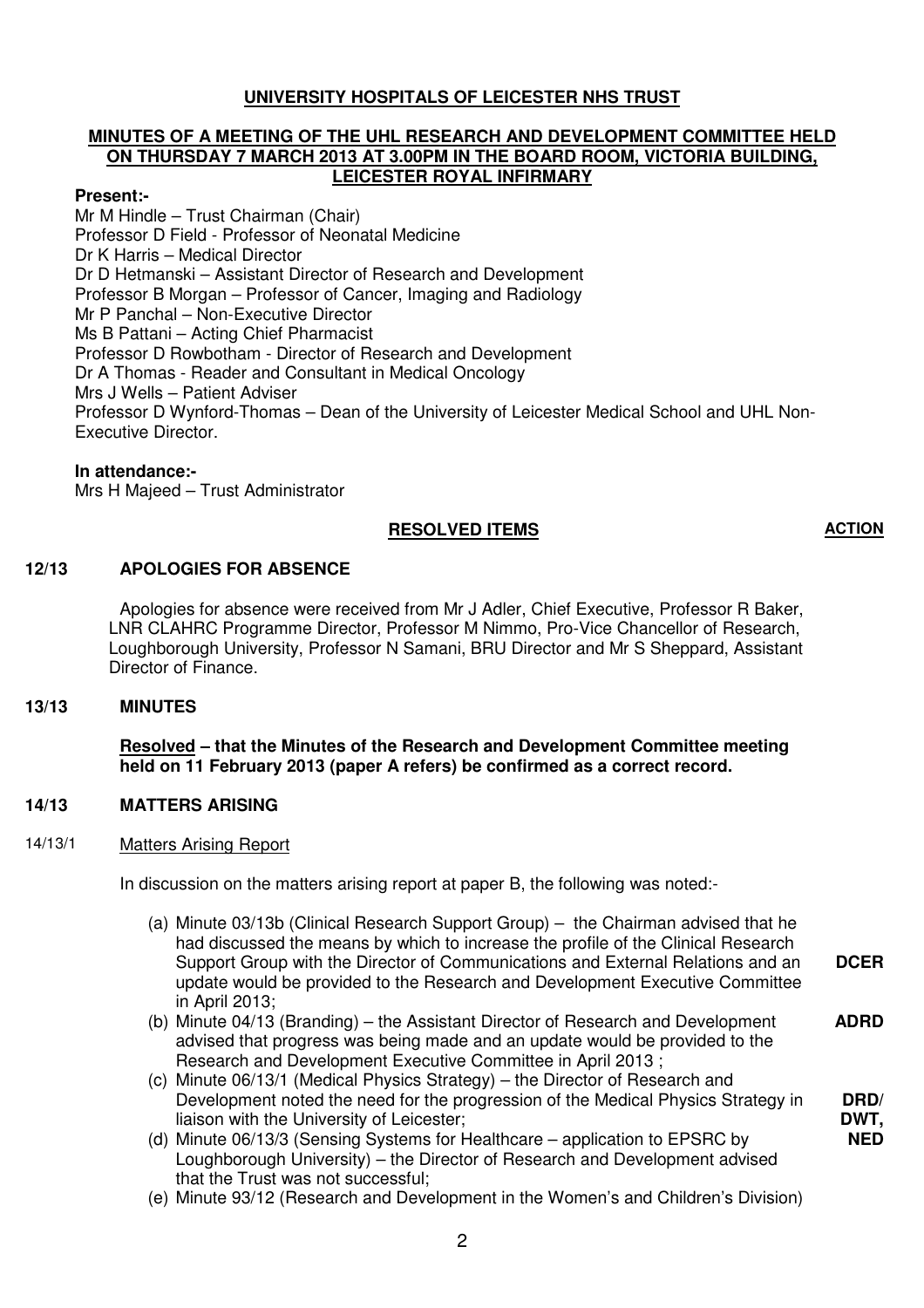**UNIVERSITY HOSPITALS OF LEICESTER NHS TRUST**

**MINUTES OF A MEETING OF THE UHL RESEARCH AND DEVELOPMENT COMMITTEE HELD ON THURSDAY 7 MARCH 2013 AT 3.00PM IN THE BOARD ROOM, VICTORIA BUILDING, LEICESTER ROYAL INFIRMARY**

**Present:-**

Mr M Hindle – Trust Chairman (Chair)
Professor D Field - Professor of Neonatal Medicine
Dr K Harris – Medical Director
Dr D Hetmanski – Assistant Director of Research and Development
Professor B Morgan – Professor of Cancer, Imaging and Radiology
Mr P Panchal – Non-Executive Director
Ms B Pattani – Acting Chief Pharmacist
Professor D Rowbotham - Director of Research and Development
Dr A Thomas - Reader and Consultant in Medical Oncology
Mrs J Wells – Patient Adviser
Professor D Wynford-Thomas – Dean of the University of Leicester Medical School and UHL Non-Executive Director.

**In attendance:-**

Mrs H Majeed – Trust Administrator

**RESOLVED ITEMS** — **ACTION**

**12/13 APOLOGIES FOR ABSENCE**

Apologies for absence were received from Mr J Adler, Chief Executive, Professor R Baker, LNR CLAHRC Programme Director, Professor M Nimmo, Pro-Vice Chancellor of Research, Loughborough University, Professor N Samani, BRU Director and Mr S Sheppard, Assistant Director of Finance.

**13/13 MINUTES**

**Resolved – that the Minutes of the Research and Development Committee meeting held on 11 February 2013 (paper A refers) be confirmed as a correct record.**

**14/13 MATTERS ARISING**

14/13/1 Matters Arising Report

In discussion on the matters arising report at paper B, the following was noted:-

(a) Minute 03/13b (Clinical Research Support Group) – the Chairman advised that he had discussed the means by which to increase the profile of the Clinical Research Support Group with the Director of Communications and External Relations and an update would be provided to the Research and Development Executive Committee in April 2013; **DCER**

(b) Minute 04/13 (Branding) – the Assistant Director of Research and Development advised that progress was being made and an update would be provided to the Research and Development Executive Committee in April 2013 ; **ADRD**

(c) Minute 06/13/1 (Medical Physics Strategy) – the Director of Research and Development noted the need for the progression of the Medical Physics Strategy in liaison with the University of Leicester; **DRD/ DWT, NED**

(d) Minute 06/13/3 (Sensing Systems for Healthcare – application to EPSRC by Loughborough University) – the Director of Research and Development advised that the Trust was not successful;

(e) Minute 93/12 (Research and Development in the Women's and Children's Division)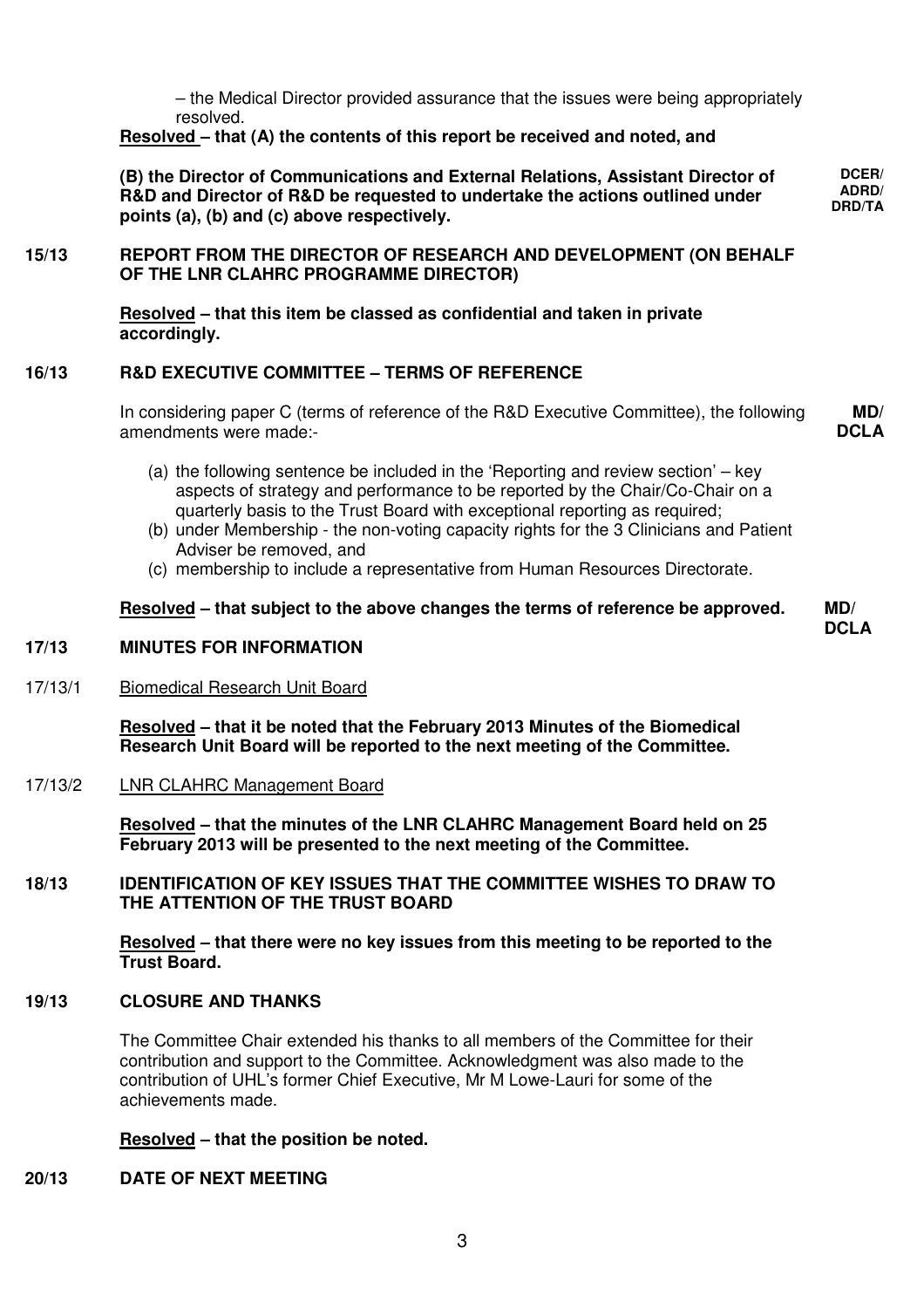– the Medical Director provided assurance that the issues were being appropriately resolved.

**Resolved – that (A) the contents of this report be received and noted, and**

**(B) the Director of Communications and External Relations, Assistant Director of R&D and Director of R&D be requested to undertake the actions outlined under points (a), (b) and (c) above respectively.** **DCER/ ADRD/ DRD/TA**

## 15/13 REPORT FROM THE DIRECTOR OF RESEARCH AND DEVELOPMENT (ON BEHALF OF THE LNR CLAHRC PROGRAMME DIRECTOR)

**Resolved – that this item be classed as confidential and taken in private accordingly.**

## 16/13 R&D EXECUTIVE COMMITTEE – TERMS OF REFERENCE

In considering paper C (terms of reference of the R&D Executive Committee), the following amendments were made:- **MD/ DCLA**

(a) the following sentence be included in the 'Reporting and review section' – key aspects of strategy and performance to be reported by the Chair/Co-Chair on a quarterly basis to the Trust Board with exceptional reporting as required;
(b) under Membership - the non-voting capacity rights for the 3 Clinicians and Patient Adviser be removed, and
(c) membership to include a representative from Human Resources Directorate.

**Resolved – that subject to the above changes the terms of reference be approved.** **MD/ DCLA**

## 17/13 MINUTES FOR INFORMATION

17/13/1 Biomedical Research Unit Board

**Resolved – that it be noted that the February 2013 Minutes of the Biomedical Research Unit Board will be reported to the next meeting of the Committee.**

17/13/2 LNR CLAHRC Management Board

**Resolved – that the minutes of the LNR CLAHRC Management Board held on 25 February 2013 will be presented to the next meeting of the Committee.**

## 18/13 IDENTIFICATION OF KEY ISSUES THAT THE COMMITTEE WISHES TO DRAW TO THE ATTENTION OF THE TRUST BOARD

**Resolved – that there were no key issues from this meeting to be reported to the Trust Board.**

## 19/13 CLOSURE AND THANKS

The Committee Chair extended his thanks to all members of the Committee for their contribution and support to the Committee. Acknowledgment was also made to the contribution of UHL's former Chief Executive, Mr M Lowe-Lauri for some of the achievements made.

**Resolved – that the position be noted.**

## 20/13 DATE OF NEXT MEETING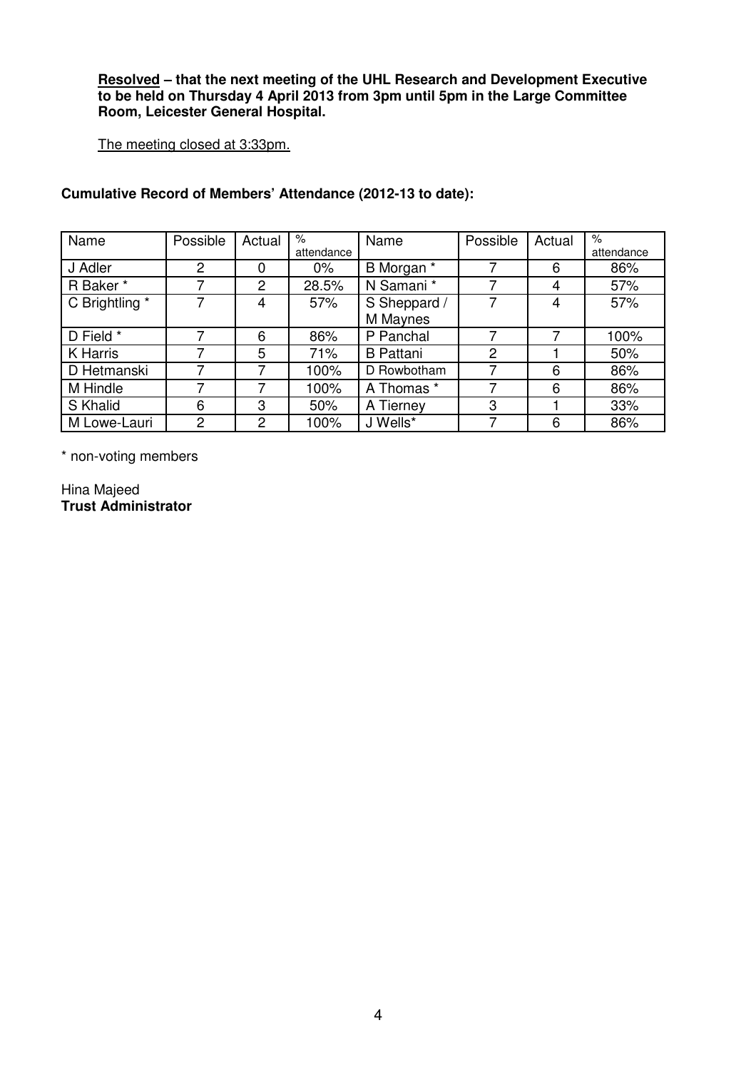**<u>Resolved</u> – that the next meeting of the UHL Research and Development Executive to be held on Thursday 4 April 2013 from 3pm until 5pm in the Large Committee Room, Leicester General Hospital.**

<u>The meeting closed at 3:33pm.</u>

**Cumulative Record of Members' Attendance (2012-13 to date):**

| Name | Possible | Actual | % attendance | Name | Possible | Actual | % attendance |
|---|---|---|---|---|---|---|---|
| J Adler | 2 | 0 | 0% | B Morgan * | 7 | 6 | 86% |
| R Baker * | 7 | 2 | 28.5% | N Samani * | 7 | 4 | 57% |
| C Brightling * | 7 | 4 | 57% | S Sheppard / M Maynes | 7 | 4 | 57% |
| D Field * | 7 | 6 | 86% | P Panchal | 7 | 7 | 100% |
| K Harris | 7 | 5 | 71% | B Pattani | 2 | 1 | 50% |
| D Hetmanski | 7 | 7 | 100% | D Rowbotham | 7 | 6 | 86% |
| M Hindle | 7 | 7 | 100% | A Thomas * | 7 | 6 | 86% |
| S Khalid | 6 | 3 | 50% | A Tierney | 3 | 1 | 33% |
| M Lowe-Lauri | 2 | 2 | 100% | J Wells* | 7 | 6 | 86% |

\* non-voting members

Hina Majeed
**Trust Administrator**